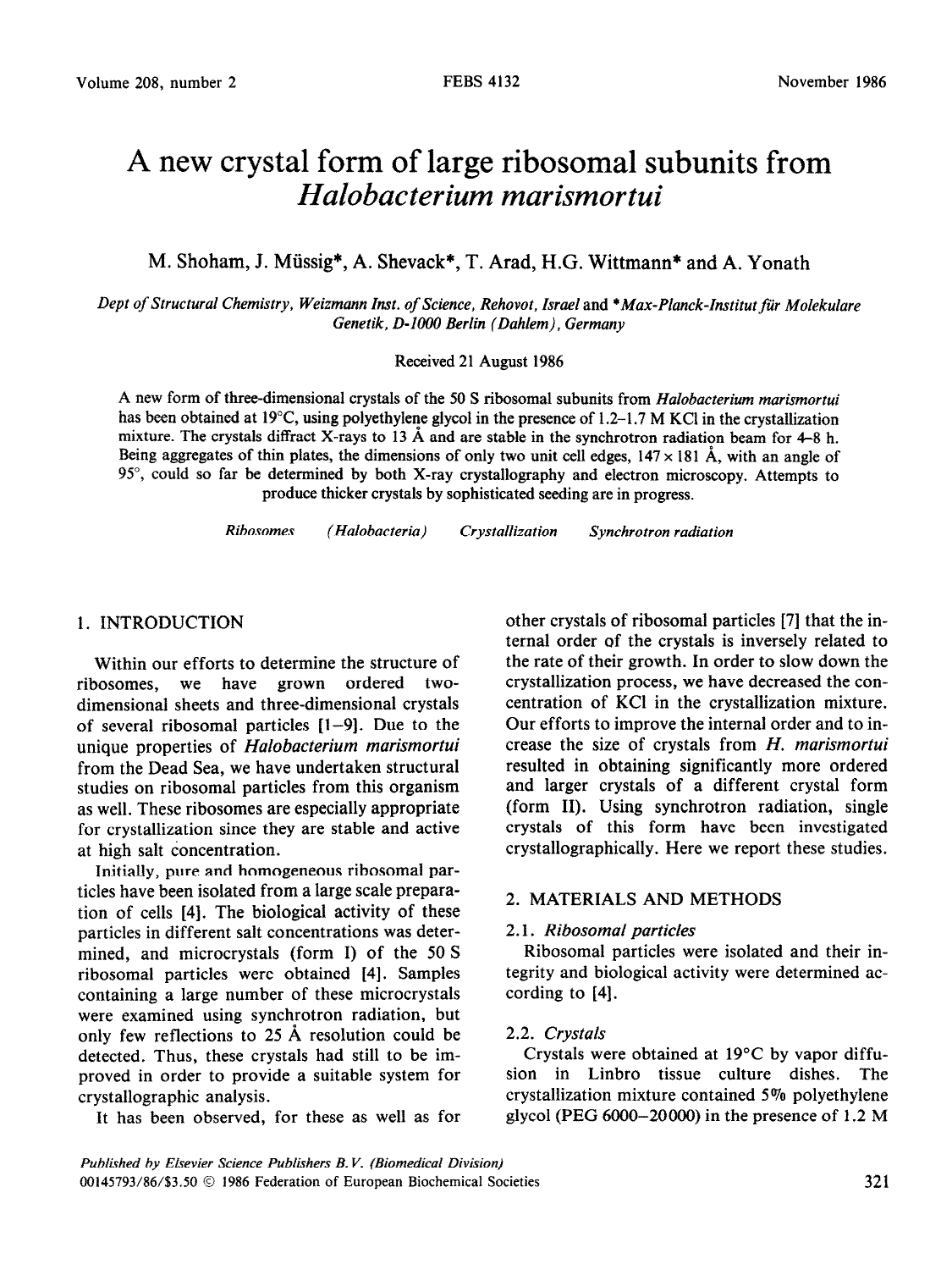# A new crystal form of large ribosomal subunits from *Halobacterium marismortui*

M. Shoham, J. Müssig*, A. Shevack*, T. Arad, H.G. Wittmann* and A. Yonath

*Dept of Structural Chemistry, Weizmann Inst. of Science, Rehovot, Israel* and *\*Max-Planck-Institut für Molekulare Genetik, D-1000 Berlin (Dahlem), Germany*

Received 21 August 1986

A new form of three-dimensional crystals of the 50 S ribosomal subunits from *Halobacterium marismortui* has been obtained at 19°C, using polyethylene glycol in the presence of 1.2–1.7 M KCl in the crystallization mixture. The crystals diffract X-rays to 13 Å and are stable in the synchrotron radiation beam for 4–8 h. Being aggregates of thin plates, the dimensions of only two unit cell edges, 147 × 181 Å, with an angle of 95°, could so far be determined by both X-ray crystallography and electron microscopy. Attempts to produce thicker crystals by sophisticated seeding are in progress.

*Ribosomes* *(Halobacteria)* *Crystallization* *Synchrotron radiation*

## 1. INTRODUCTION

Within our efforts to determine the structure of ribosomes, we have grown ordered two-dimensional sheets and three-dimensional crystals of several ribosomal particles [1–9]. Due to the unique properties of *Halobacterium marismortui* from the Dead Sea, we have undertaken structural studies on ribosomal particles from this organism as well. These ribosomes are especially appropriate for crystallization since they are stable and active at high salt concentration.

Initially, pure and homogeneous ribosomal particles have been isolated from a large scale preparation of cells [4]. The biological activity of these particles in different salt concentrations was determined, and microcrystals (form I) of the 50 S ribosomal particles were obtained [4]. Samples containing a large number of these microcrystals were examined using synchrotron radiation, but only few reflections to 25 Å resolution could be detected. Thus, these crystals had still to be improved in order to provide a suitable system for crystallographic analysis.

It has been observed, for these as well as for other crystals of ribosomal particles [7] that the internal order of the crystals is inversely related to the rate of their growth. In order to slow down the crystallization process, we have decreased the concentration of KCl in the crystallization mixture. Our efforts to improve the internal order and to increase the size of crystals from *H. marismortui* resulted in obtaining significantly more ordered and larger crystals of a different crystal form (form II). Using synchrotron radiation, single crystals of this form have been investigated crystallographically. Here we report these studies.

## 2. MATERIALS AND METHODS

### 2.1. *Ribosomal particles*

Ribosomal particles were isolated and their integrity and biological activity were determined according to [4].

### 2.2. *Crystals*

Crystals were obtained at 19°C by vapor diffusion in Linbro tissue culture dishes. The crystallization mixture contained 5% polyethylene glycol (PEG 6000–20000) in the presence of 1.2 M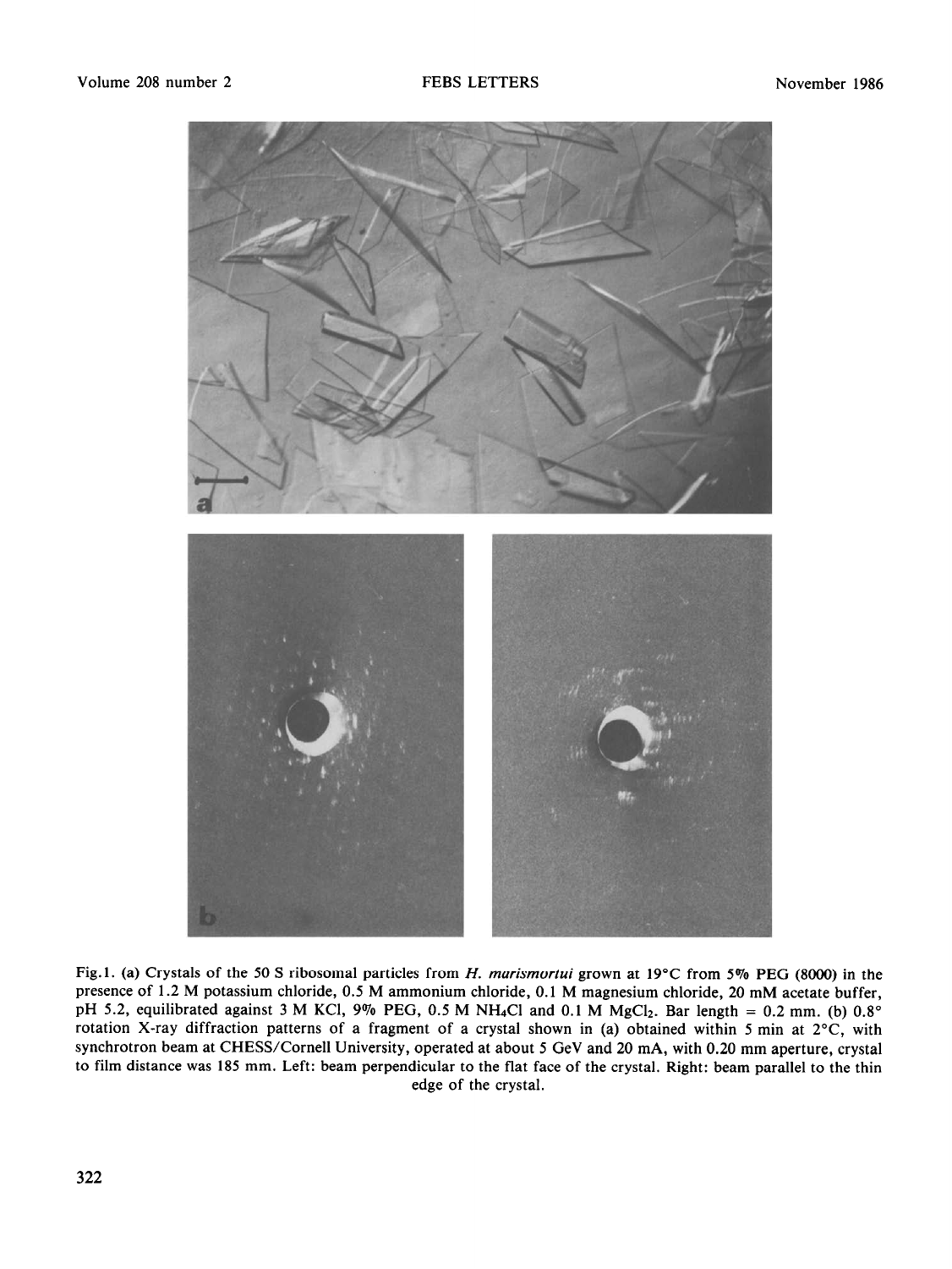Fig.1. (a) Crystals of the 50 S ribosomal particles from *H. marismortui* grown at 19°C from 5% PEG (8000) in the presence of 1.2 M potassium chloride, 0.5 M ammonium chloride, 0.1 M magnesium chloride, 20 mM acetate buffer, pH 5.2, equilibrated against 3 M KCl, 9% PEG, 0.5 M $NH_4Cl$ and 0.1 M $MgCl_2$. Bar length = 0.2 mm. (b) 0.8° rotation X-ray diffraction patterns of a fragment of a crystal shown in (a) obtained within 5 min at 2°C, with synchrotron beam at CHESS/Cornell University, operated at about 5 GeV and 20 mA, with 0.20 mm aperture, crystal to film distance was 185 mm. Left: beam perpendicular to the flat face of the crystal. Right: beam parallel to the thin edge of the crystal.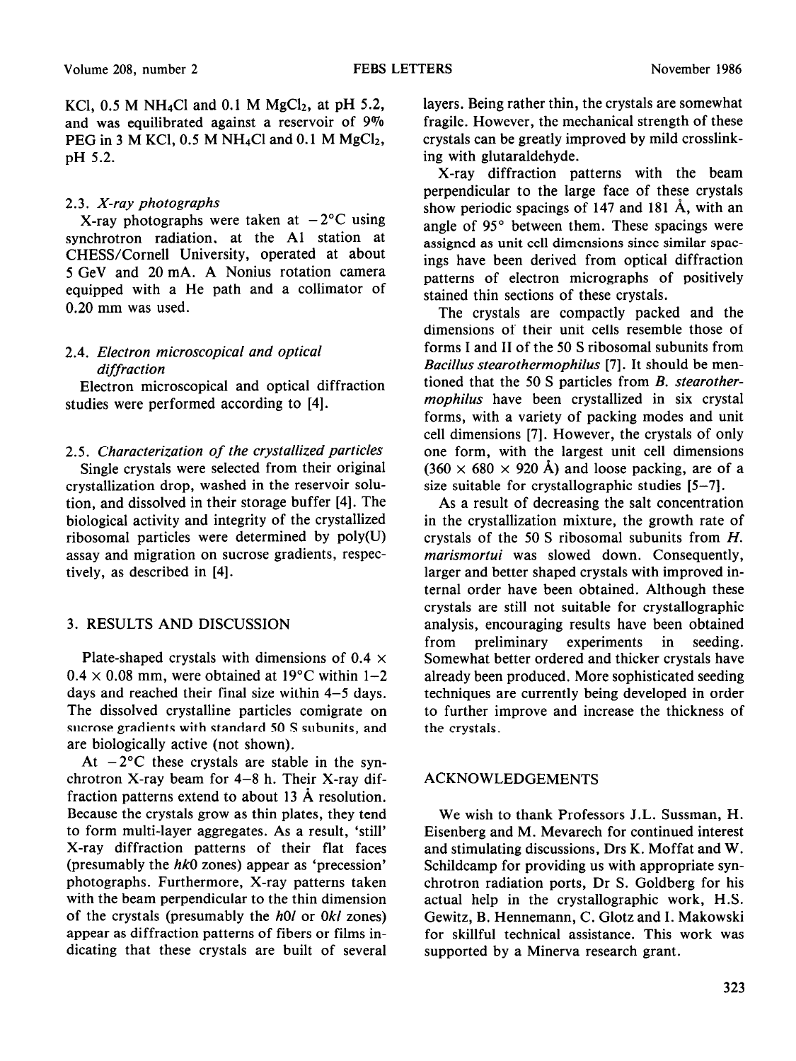KCl, 0.5 M $NH_4Cl$ and 0.1 M $MgCl_2$, at pH 5.2, and was equilibrated against a reservoir of 9% PEG in 3 M KCl, 0.5 M $NH_4Cl$ and 0.1 M $MgCl_2$, pH 5.2.

### 2.3. *X-ray photographs*

X-ray photographs were taken at −2°C using synchrotron radiation, at the A1 station at CHESS/Cornell University, operated at about 5 GeV and 20 mA. A Nonius rotation camera equipped with a He path and a collimator of 0.20 mm was used.

### 2.4. *Electron microscopical and optical diffraction*

Electron microscopical and optical diffraction studies were performed according to [4].

### 2.5. *Characterization of the crystallized particles*

Single crystals were selected from their original crystallization drop, washed in the reservoir solution, and dissolved in their storage buffer [4]. The biological activity and integrity of the crystallized ribosomal particles were determined by poly(U) assay and migration on sucrose gradients, respectively, as described in [4].

## 3. RESULTS AND DISCUSSION

Plate-shaped crystals with dimensions of 0.4 × 0.4 × 0.08 mm, were obtained at 19°C within 1–2 days and reached their final size within 4–5 days. The dissolved crystalline particles comigrate on sucrose gradients with standard 50 S subunits, and are biologically active (not shown).

At −2°C these crystals are stable in the synchrotron X-ray beam for 4–8 h. Their X-ray diffraction patterns extend to about 13 Å resolution. Because the crystals grow as thin plates, they tend to form multi-layer aggregates. As a result, 'still' X-ray diffraction patterns of their flat faces (presumably the *hk*0 zones) appear as 'precession' photographs. Furthermore, X-ray patterns taken with the beam perpendicular to the thin dimension of the crystals (presumably the *h*0*l* or 0*kl* zones) appear as diffraction patterns of fibers or films indicating that these crystals are built of several layers. Being rather thin, the crystals are somewhat fragile. However, the mechanical strength of these crystals can be greatly improved by mild crosslinking with glutaraldehyde.

X-ray diffraction patterns with the beam perpendicular to the large face of these crystals show periodic spacings of 147 and 181 Å, with an angle of 95° between them. These spacings were assigned as unit cell dimensions since similar spacings have been derived from optical diffraction patterns of electron micrographs of positively stained thin sections of these crystals.

The crystals are compactly packed and the dimensions of their unit cells resemble those of forms I and II of the 50 S ribosomal subunits from *Bacillus stearothermophilus* [7]. It should be mentioned that the 50 S particles from *B. stearothermophilus* have been crystallized in six crystal forms, with a variety of packing modes and unit cell dimensions [7]. However, the crystals of only one form, with the largest unit cell dimensions (360 × 680 × 920 Å) and loose packing, are of a size suitable for crystallographic studies [5–7].

As a result of decreasing the salt concentration in the crystallization mixture, the growth rate of crystals of the 50 S ribosomal subunits from *H. marismortui* was slowed down. Consequently, larger and better shaped crystals with improved internal order have been obtained. Although these crystals are still not suitable for crystallographic analysis, encouraging results have been obtained from preliminary experiments in seeding. Somewhat better ordered and thicker crystals have already been produced. More sophisticated seeding techniques are currently being developed in order to further improve and increase the thickness of the crystals.

## ACKNOWLEDGEMENTS

We wish to thank Professors J.L. Sussman, H. Eisenberg and M. Mevarech for continued interest and stimulating discussions, Drs K. Moffat and W. Schildcamp for providing us with appropriate synchrotron radiation ports, Dr S. Goldberg for his actual help in the crystallographic work, H.S. Gewitz, B. Hennemann, C. Glotz and I. Makowski for skillful technical assistance. This work was supported by a Minerva research grant.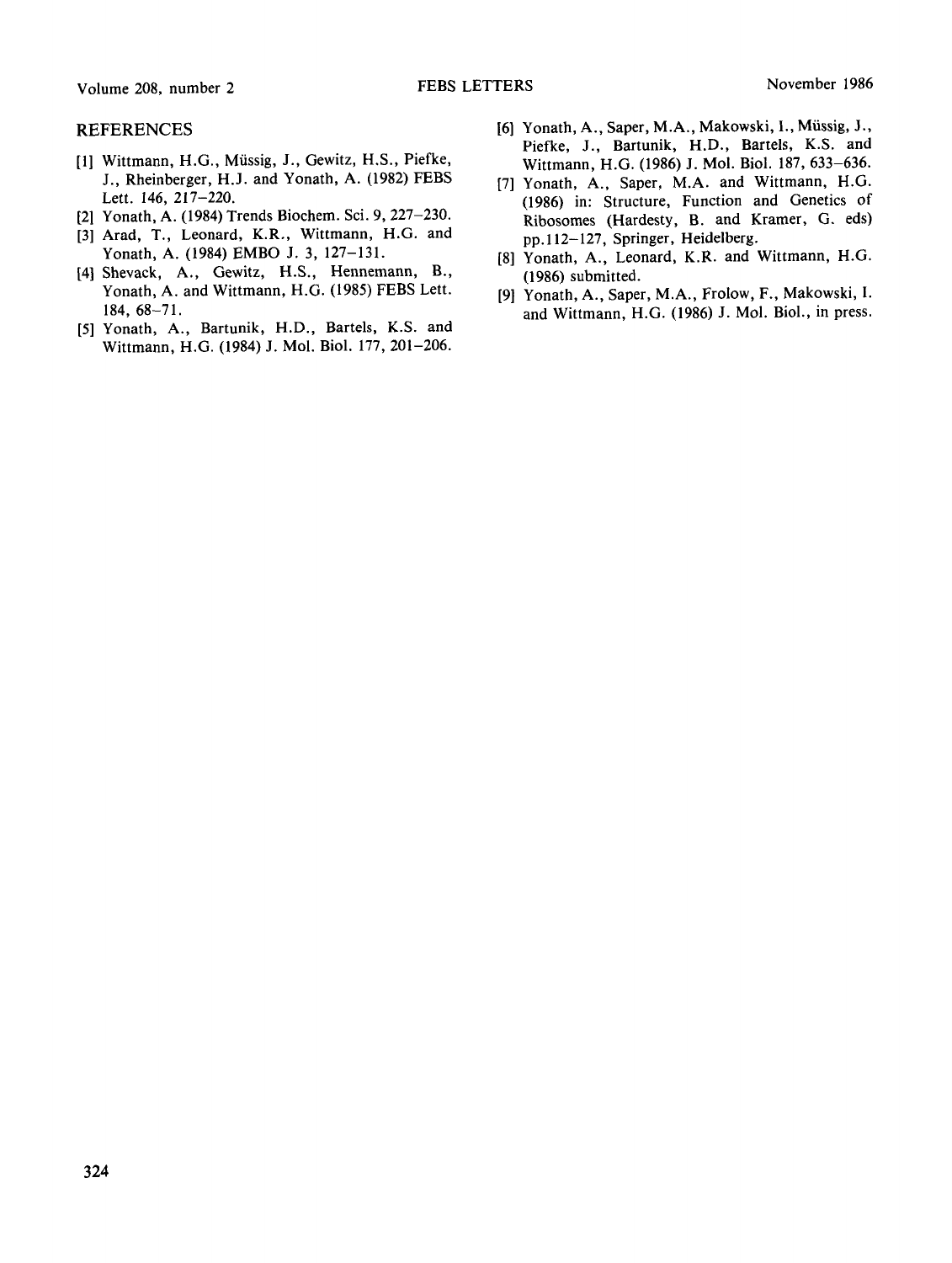## REFERENCES

[1] Wittmann, H.G., Müssig, J., Gewitz, H.S., Piefke, J., Rheinberger, H.J. and Yonath, A. (1982) FEBS Lett. 146, 217–220.

[2] Yonath, A. (1984) Trends Biochem. Sci. 9, 227–230.

[3] Arad, T., Leonard, K.R., Wittmann, H.G. and Yonath, A. (1984) EMBO J. 3, 127–131.

[4] Shevack, A., Gewitz, H.S., Hennemann, B., Yonath, A. and Wittmann, H.G. (1985) FEBS Lett. 184, 68–71.

[5] Yonath, A., Bartunik, H.D., Bartels, K.S. and Wittmann, H.G. (1984) J. Mol. Biol. 177, 201–206.

[6] Yonath, A., Saper, M.A., Makowski, I., Müssig, J., Piefke, J., Bartunik, H.D., Bartels, K.S. and Wittmann, H.G. (1986) J. Mol. Biol. 187, 633–636.

[7] Yonath, A., Saper, M.A. and Wittmann, H.G. (1986) in: Structure, Function and Genetics of Ribosomes (Hardesty, B. and Kramer, G. eds) pp.112–127, Springer, Heidelberg.

[8] Yonath, A., Leonard, K.R. and Wittmann, H.G. (1986) submitted.

[9] Yonath, A., Saper, M.A., Frolow, F., Makowski, I. and Wittmann, H.G. (1986) J. Mol. Biol., in press.